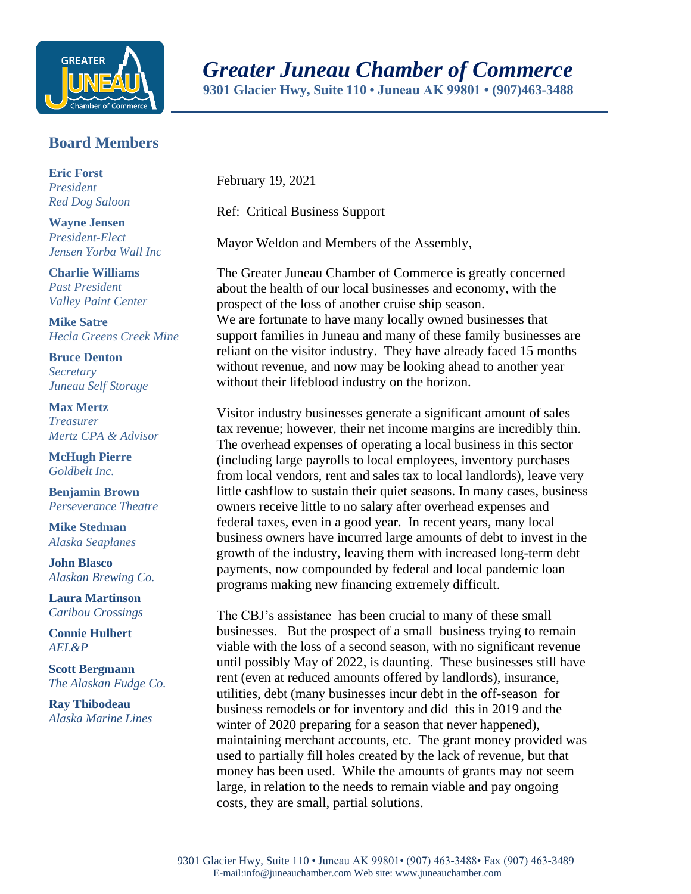# Greater Juneau Chamber of Commerce

**9301 Glacier Hwy, Suite 110 • Juneau AK 99801 • (907)463-3488**

## Board Members

**Eric Forst**
*President*
*Red Dog Saloon*

**Wayne Jensen**
*President-Elect*
*Jensen Yorba Wall Inc*

**Charlie Williams**
*Past President*
*Valley Paint Center*

**Mike Satre**
*Hecla Greens Creek Mine*

**Bruce Denton**
*Secretary*
*Juneau Self Storage*

**Max Mertz**
*Treasurer*
*Mertz CPA & Advisor*

**McHugh Pierre**
*Goldbelt Inc.*

**Benjamin Brown**
*Perseverance Theatre*

**Mike Stedman**
*Alaska Seaplanes*

**John Blasco**
*Alaskan Brewing Co.*

**Laura Martinson**
*Caribou Crossings*

**Connie Hulbert**
*AEL&P*

**Scott Bergmann**
*The Alaskan Fudge Co.*

**Ray Thibodeau**
*Alaska Marine Lines*

February 19, 2021

Ref: Critical Business Support

Mayor Weldon and Members of the Assembly,

The Greater Juneau Chamber of Commerce is greatly concerned about the health of our local businesses and economy, with the prospect of the loss of another cruise ship season.
We are fortunate to have many locally owned businesses that support families in Juneau and many of these family businesses are reliant on the visitor industry. They have already faced 15 months without revenue, and now may be looking ahead to another year without their lifeblood industry on the horizon.

Visitor industry businesses generate a significant amount of sales tax revenue; however, their net income margins are incredibly thin. The overhead expenses of operating a local business in this sector (including large payrolls to local employees, inventory purchases from local vendors, rent and sales tax to local landlords), leave very little cashflow to sustain their quiet seasons. In many cases, business owners receive little to no salary after overhead expenses and federal taxes, even in a good year. In recent years, many local business owners have incurred large amounts of debt to invest in the growth of the industry, leaving them with increased long-term debt payments, now compounded by federal and local pandemic loan programs making new financing extremely difficult.

The CBJ's assistance has been crucial to many of these small businesses. But the prospect of a small business trying to remain viable with the loss of a second season, with no significant revenue until possibly May of 2022, is daunting. These businesses still have rent (even at reduced amounts offered by landlords), insurance, utilities, debt (many businesses incur debt in the off-season for business remodels or for inventory and did this in 2019 and the winter of 2020 preparing for a season that never happened), maintaining merchant accounts, etc. The grant money provided was used to partially fill holes created by the lack of revenue, but that money has been used. While the amounts of grants may not seem large, in relation to the needs to remain viable and pay ongoing costs, they are small, partial solutions.

9301 Glacier Hwy, Suite 110 • Juneau AK 99801• (907) 463-3488• Fax (907) 463-3489
E-mail:info@juneauchamber.com Web site: www.juneauchamber.com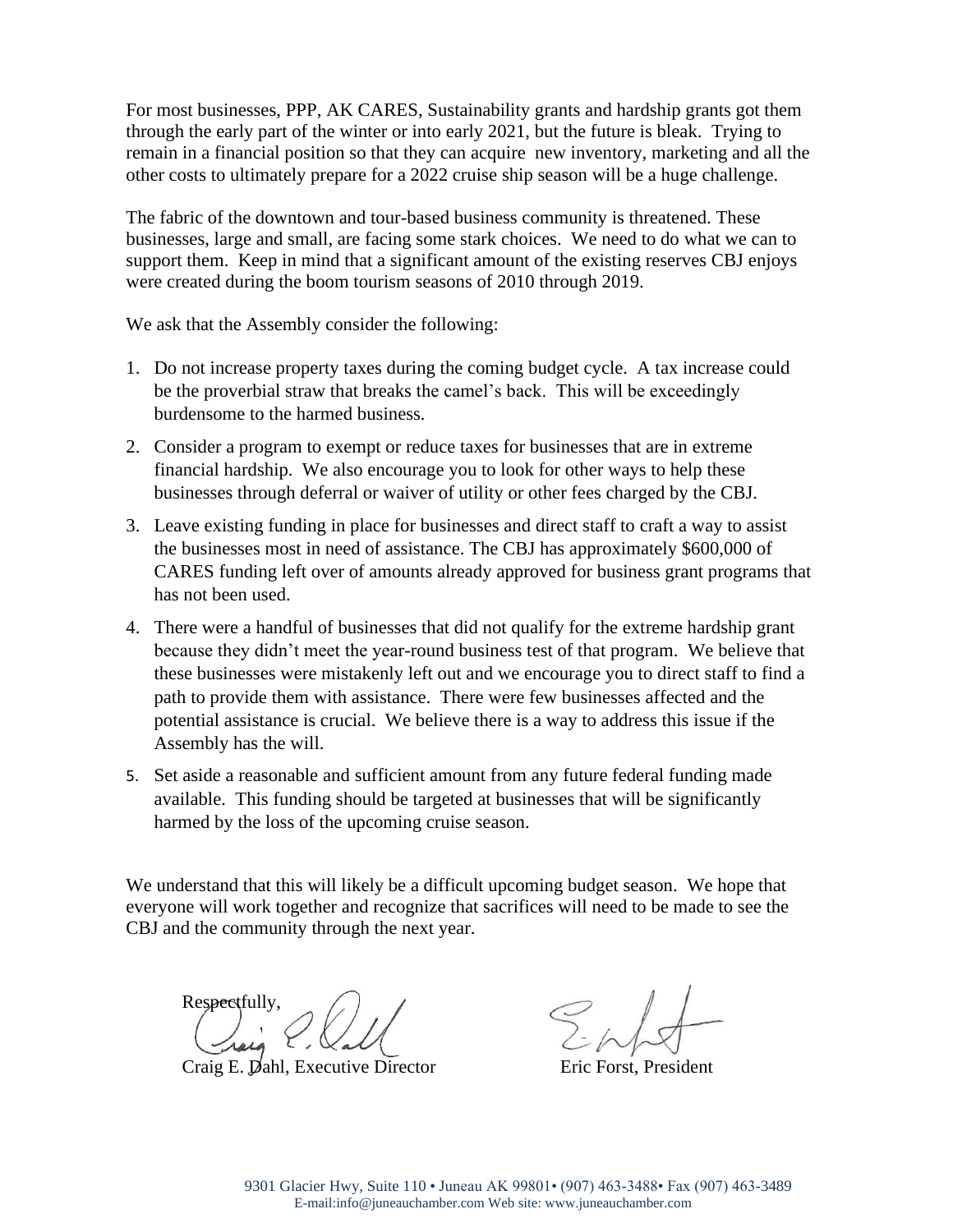For most businesses, PPP, AK CARES, Sustainability grants and hardship grants got them through the early part of the winter or into early 2021, but the future is bleak. Trying to remain in a financial position so that they can acquire new inventory, marketing and all the other costs to ultimately prepare for a 2022 cruise ship season will be a huge challenge.

The fabric of the downtown and tour-based business community is threatened. These businesses, large and small, are facing some stark choices. We need to do what we can to support them. Keep in mind that a significant amount of the existing reserves CBJ enjoys were created during the boom tourism seasons of 2010 through 2019.

We ask that the Assembly consider the following:

1. Do not increase property taxes during the coming budget cycle. A tax increase could be the proverbial straw that breaks the camel's back. This will be exceedingly burdensome to the harmed business.
2. Consider a program to exempt or reduce taxes for businesses that are in extreme financial hardship. We also encourage you to look for other ways to help these businesses through deferral or waiver of utility or other fees charged by the CBJ.
3. Leave existing funding in place for businesses and direct staff to craft a way to assist the businesses most in need of assistance. The CBJ has approximately $600,000 of CARES funding left over of amounts already approved for business grant programs that has not been used.
4. There were a handful of businesses that did not qualify for the extreme hardship grant because they didn't meet the year-round business test of that program. We believe that these businesses were mistakenly left out and we encourage you to direct staff to find a path to provide them with assistance. There were few businesses affected and the potential assistance is crucial. We believe there is a way to address this issue if the Assembly has the will.
5. Set aside a reasonable and sufficient amount from any future federal funding made available. This funding should be targeted at businesses that will be significantly harmed by the loss of the upcoming cruise season.

We understand that this will likely be a difficult upcoming budget season. We hope that everyone will work together and recognize that sacrifices will need to be made to see the CBJ and the community through the next year.

Respectfully,

Craig E. Dahl, Executive Director

Eric Forst, President

9301 Glacier Hwy, Suite 110 • Juneau AK 99801• (907) 463-3488• Fax (907) 463-3489
E-mail:info@juneauchamber.com Web site: www.juneauchamber.com